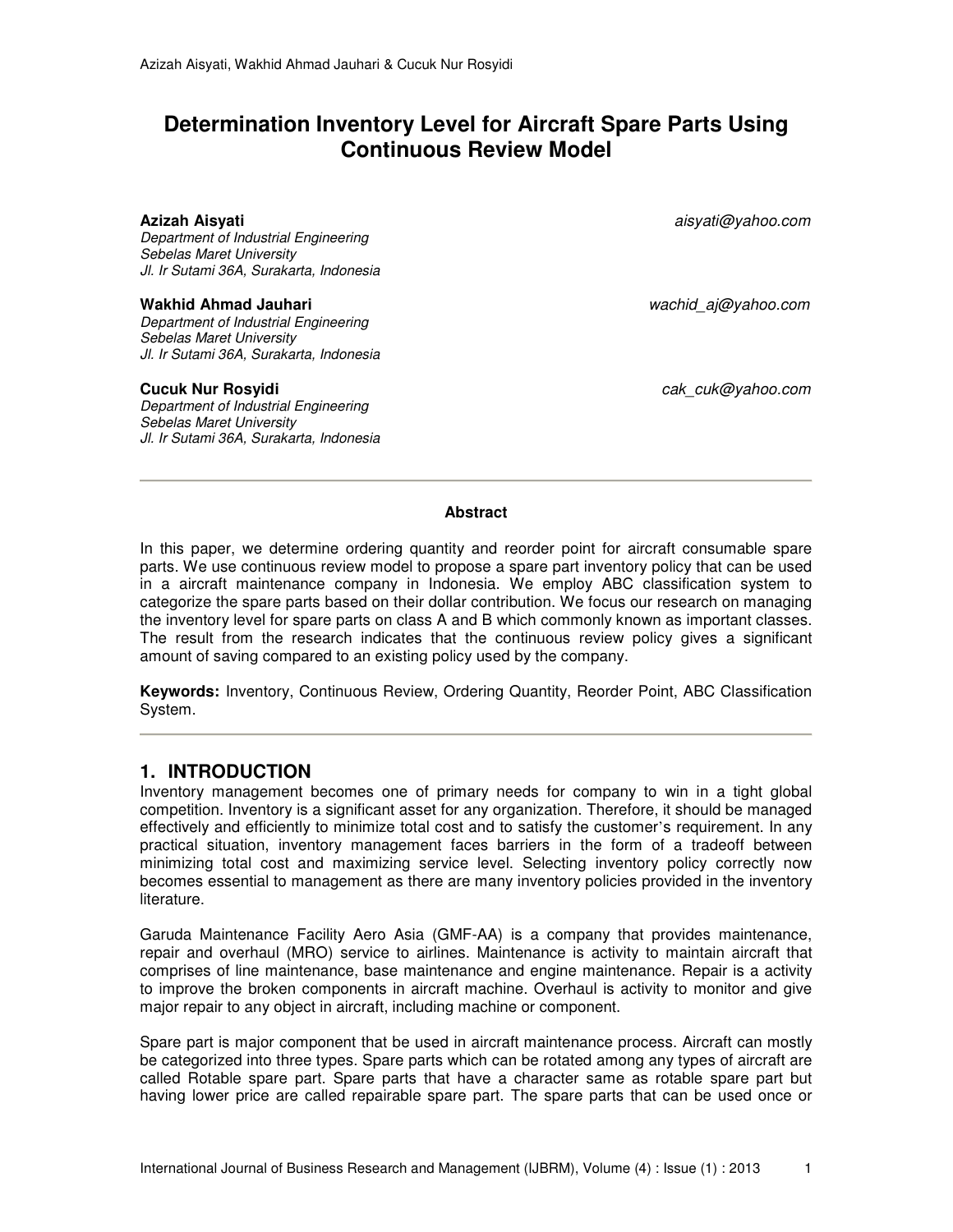# Determination Inventory Level for Aircraft Spare Parts Using Continuous Review Model

**Azizah Aisyati** aisyati@yahoo.com
*Department of Industrial Engineering*
*Sebelas Maret University*
*Jl. Ir Sutami 36A, Surakarta, Indonesia*

**Wakhid Ahmad Jauhari** wachid_aj@yahoo.com
*Department of Industrial Engineering*
*Sebelas Maret University*
*Jl. Ir Sutami 36A, Surakarta, Indonesia*

**Cucuk Nur Rosyidi** cak_cuk@yahoo.com
*Department of Industrial Engineering*
*Sebelas Maret University*
*Jl. Ir Sutami 36A, Surakarta, Indonesia*

---

**Abstract**

In this paper, we determine ordering quantity and reorder point for aircraft consumable spare parts. We use continuous review model to propose a spare part inventory policy that can be used in a aircraft maintenance company in Indonesia. We employ ABC classification system to categorize the spare parts based on their dollar contribution. We focus our research on managing the inventory level for spare parts on class A and B which commonly known as important classes. The result from the research indicates that the continuous review policy gives a significant amount of saving compared to an existing policy used by the company.

**Keywords:** Inventory, Continuous Review, Ordering Quantity, Reorder Point, ABC Classification System.

---

## 1. INTRODUCTION

Inventory management becomes one of primary needs for company to win in a tight global competition. Inventory is a significant asset for any organization. Therefore, it should be managed effectively and efficiently to minimize total cost and to satisfy the customer's requirement. In any practical situation, inventory management faces barriers in the form of a tradeoff between minimizing total cost and maximizing service level. Selecting inventory policy correctly now becomes essential to management as there are many inventory policies provided in the inventory literature.

Garuda Maintenance Facility Aero Asia (GMF-AA) is a company that provides maintenance, repair and overhaul (MRO) service to airlines. Maintenance is activity to maintain aircraft that comprises of line maintenance, base maintenance and engine maintenance. Repair is a activity to improve the broken components in aircraft machine. Overhaul is activity to monitor and give major repair to any object in aircraft, including machine or component.

Spare part is major component that be used in aircraft maintenance process. Aircraft can mostly be categorized into three types. Spare parts which can be rotated among any types of aircraft are called Rotable spare part. Spare parts that have a character same as rotable spare part but having lower price are called repairable spare part. The spare parts that can be used once or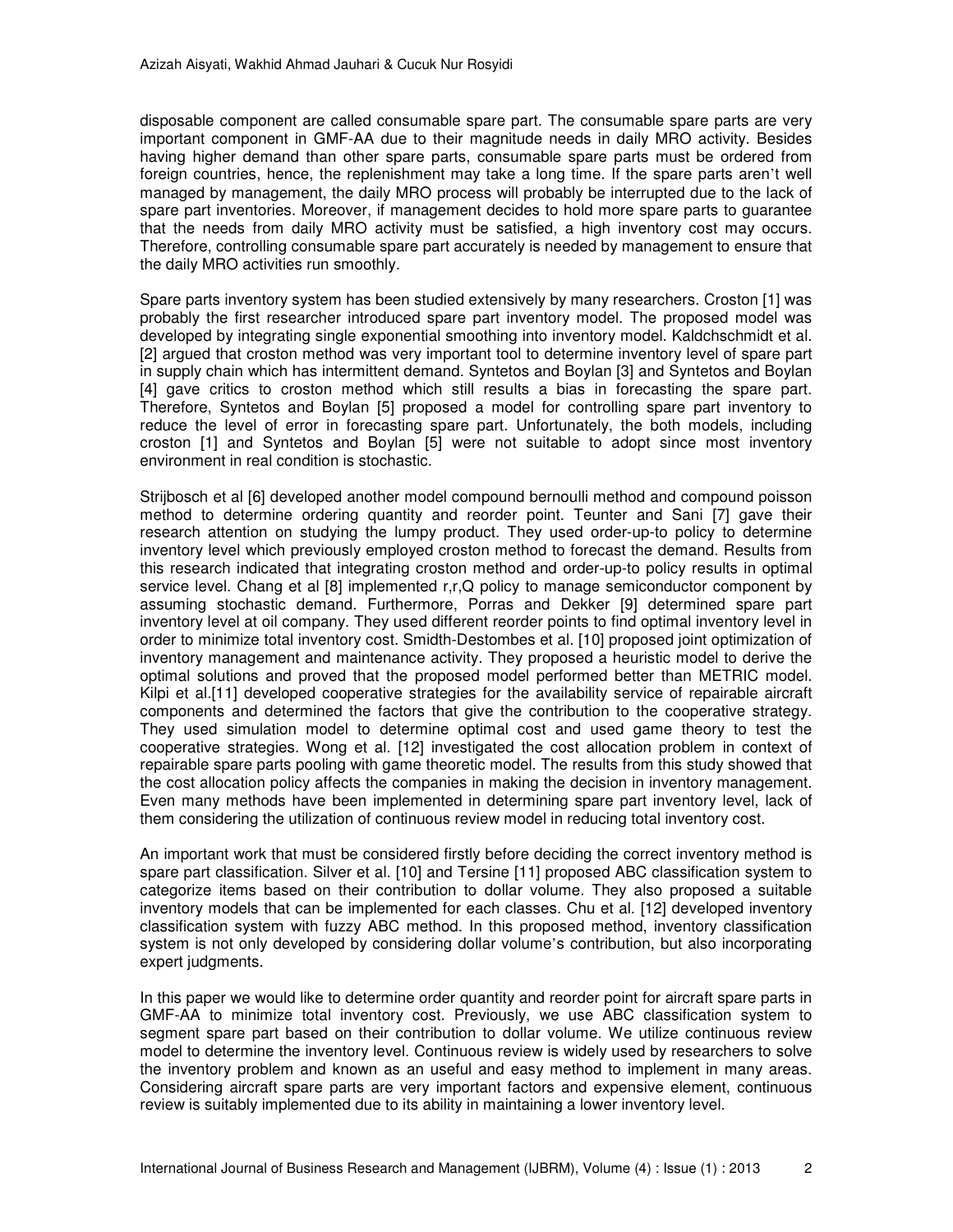disposable component are called consumable spare part. The consumable spare parts are very important component in GMF-AA due to their magnitude needs in daily MRO activity. Besides having higher demand than other spare parts, consumable spare parts must be ordered from foreign countries, hence, the replenishment may take a long time. If the spare parts aren't well managed by management, the daily MRO process will probably be interrupted due to the lack of spare part inventories. Moreover, if management decides to hold more spare parts to guarantee that the needs from daily MRO activity must be satisfied, a high inventory cost may occurs. Therefore, controlling consumable spare part accurately is needed by management to ensure that the daily MRO activities run smoothly.

Spare parts inventory system has been studied extensively by many researchers. Croston [1] was probably the first researcher introduced spare part inventory model. The proposed model was developed by integrating single exponential smoothing into inventory model. Kaldchschmidt et al. [2] argued that croston method was very important tool to determine inventory level of spare part in supply chain which has intermittent demand. Syntetos and Boylan [3] and Syntetos and Boylan [4] gave critics to croston method which still results a bias in forecasting the spare part. Therefore, Syntetos and Boylan [5] proposed a model for controlling spare part inventory to reduce the level of error in forecasting spare part. Unfortunately, the both models, including croston [1] and Syntetos and Boylan [5] were not suitable to adopt since most inventory environment in real condition is stochastic.

Strijbosch et al [6] developed another model compound bernoulli method and compound poisson method to determine ordering quantity and reorder point. Teunter and Sani [7] gave their research attention on studying the lumpy product. They used order-up-to policy to determine inventory level which previously employed croston method to forecast the demand. Results from this research indicated that integrating croston method and order-up-to policy results in optimal service level. Chang et al [8] implemented r,r,Q policy to manage semiconductor component by assuming stochastic demand. Furthermore, Porras and Dekker [9] determined spare part inventory level at oil company. They used different reorder points to find optimal inventory level in order to minimize total inventory cost. Smidth-Destombes et al. [10] proposed joint optimization of inventory management and maintenance activity. They proposed a heuristic model to derive the optimal solutions and proved that the proposed model performed better than METRIC model. Kilpi et al.[11] developed cooperative strategies for the availability service of repairable aircraft components and determined the factors that give the contribution to the cooperative strategy. They used simulation model to determine optimal cost and used game theory to test the cooperative strategies. Wong et al. [12] investigated the cost allocation problem in context of repairable spare parts pooling with game theoretic model. The results from this study showed that the cost allocation policy affects the companies in making the decision in inventory management. Even many methods have been implemented in determining spare part inventory level, lack of them considering the utilization of continuous review model in reducing total inventory cost.

An important work that must be considered firstly before deciding the correct inventory method is spare part classification. Silver et al. [10] and Tersine [11] proposed ABC classification system to categorize items based on their contribution to dollar volume. They also proposed a suitable inventory models that can be implemented for each classes. Chu et al. [12] developed inventory classification system with fuzzy ABC method. In this proposed method, inventory classification system is not only developed by considering dollar volume's contribution, but also incorporating expert judgments.

In this paper we would like to determine order quantity and reorder point for aircraft spare parts in GMF-AA to minimize total inventory cost. Previously, we use ABC classification system to segment spare part based on their contribution to dollar volume. We utilize continuous review model to determine the inventory level. Continuous review is widely used by researchers to solve the inventory problem and known as an useful and easy method to implement in many areas. Considering aircraft spare parts are very important factors and expensive element, continuous review is suitably implemented due to its ability in maintaining a lower inventory level.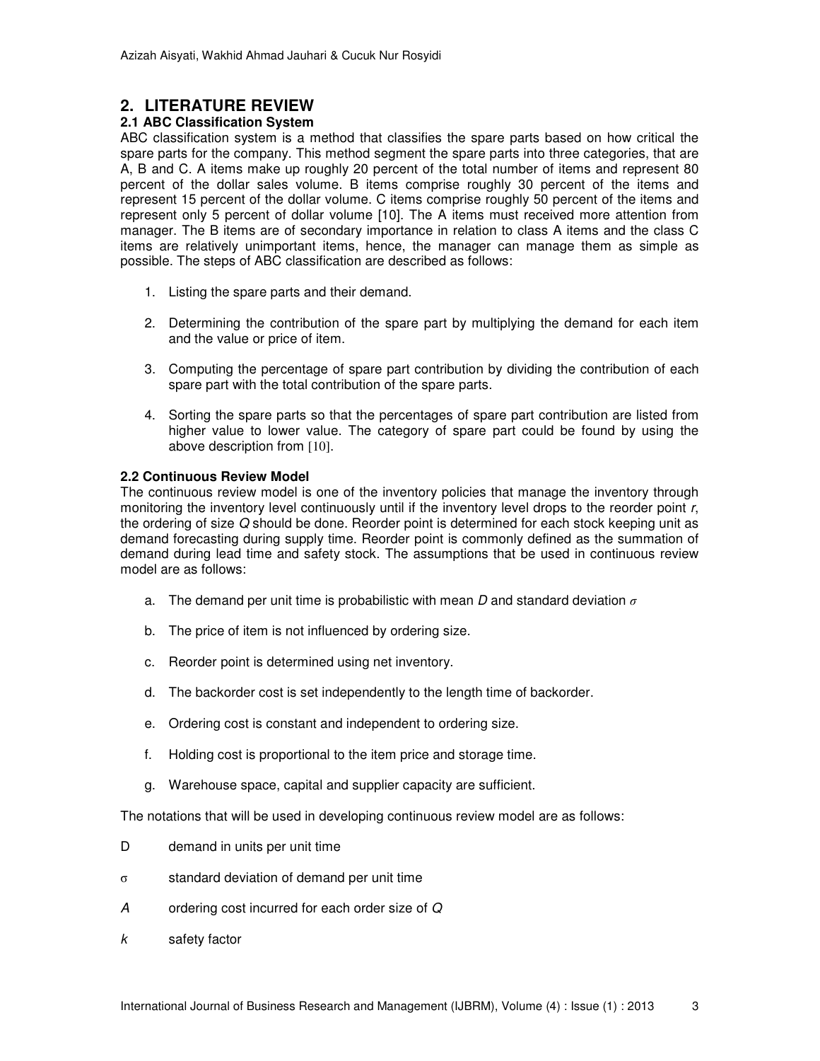## 2. LITERATURE REVIEW

### 2.1 ABC Classification System

ABC classification system is a method that classifies the spare parts based on how critical the spare parts for the company. This method segment the spare parts into three categories, that are A, B and C. A items make up roughly 20 percent of the total number of items and represent 80 percent of the dollar sales volume. B items comprise roughly 30 percent of the items and represent 15 percent of the dollar volume. C items comprise roughly 50 percent of the items and represent only 5 percent of dollar volume [10]. The A items must received more attention from manager. The B items are of secondary importance in relation to class A items and the class C items are relatively unimportant items, hence, the manager can manage them as simple as possible. The steps of ABC classification are described as follows:

1. Listing the spare parts and their demand.
2. Determining the contribution of the spare part by multiplying the demand for each item and the value or price of item.
3. Computing the percentage of spare part contribution by dividing the contribution of each spare part with the total contribution of the spare parts.
4. Sorting the spare parts so that the percentages of spare part contribution are listed from higher value to lower value. The category of spare part could be found by using the above description from [10].

### 2.2 Continuous Review Model

The continuous review model is one of the inventory policies that manage the inventory through monitoring the inventory level continuously until if the inventory level drops to the reorder point $r$, the ordering of size $Q$ should be done. Reorder point is determined for each stock keeping unit as demand forecasting during supply time. Reorder point is commonly defined as the summation of demand during lead time and safety stock. The assumptions that be used in continuous review model are as follows:

a. The demand per unit time is probabilistic with mean $D$ and standard deviation $\sigma$

b. The price of item is not influenced by ordering size.

c. Reorder point is determined using net inventory.

d. The backorder cost is set independently to the length time of backorder.

e. Ordering cost is constant and independent to ordering size.

f. Holding cost is proportional to the item price and storage time.

g. Warehouse space, capital and supplier capacity are sufficient.

The notations that will be used in developing continuous review model are as follows:

$D$ demand in units per unit time

$\sigma$ standard deviation of demand per unit time

$A$ ordering cost incurred for each order size of $Q$

$k$ safety factor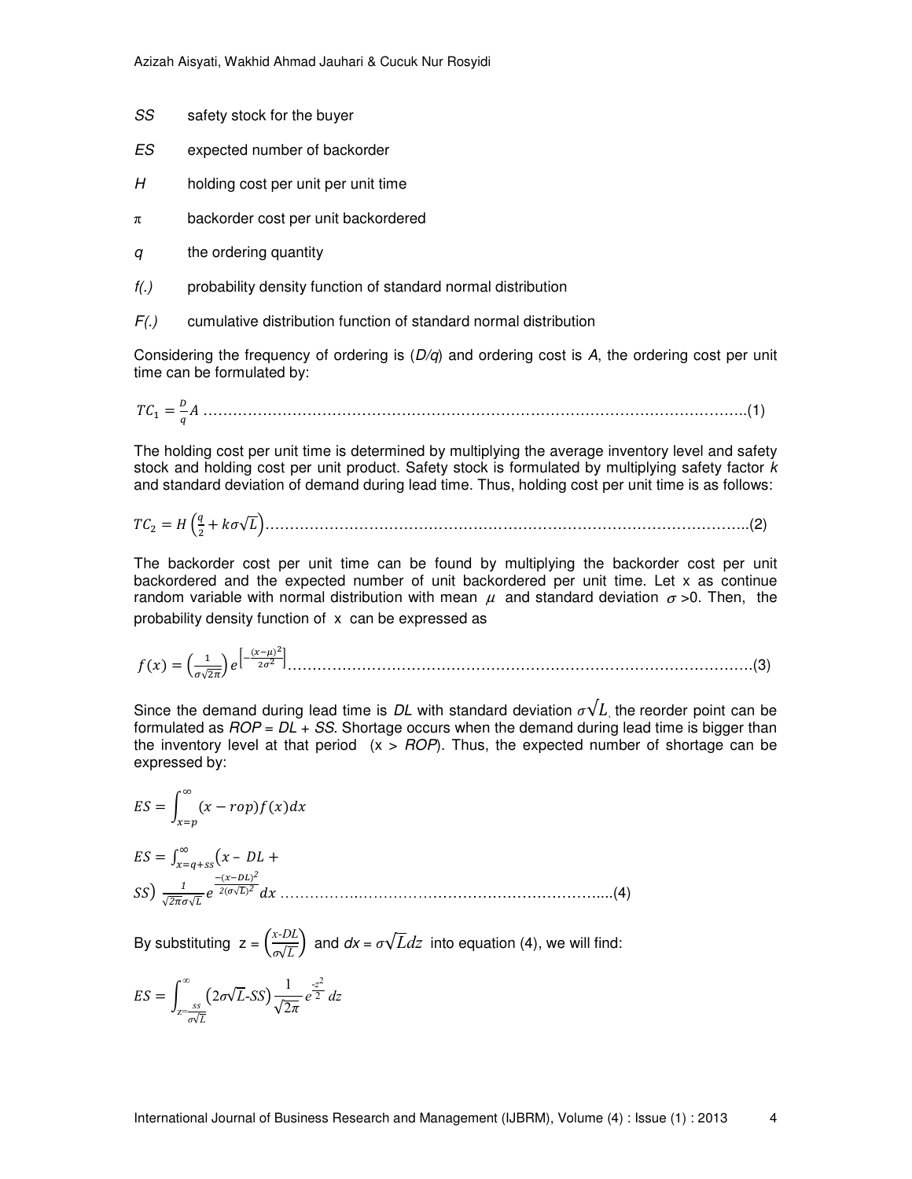*SS* safety stock for the buyer

*ES* expected number of backorder

*H* holding cost per unit per unit time

π backorder cost per unit backordered

*q* the ordering quantity

*f(.)* probability density function of standard normal distribution

*F(.)* cumulative distribution function of standard normal distribution

Considering the frequency of ordering is (*D/q*) and ordering cost is *A*, the ordering cost per unit time can be formulated by:

$$TC_1 = \frac{D}{q}A \quad (1)$$

The holding cost per unit time is determined by multiplying the average inventory level and safety stock and holding cost per unit product. Safety stock is formulated by multiplying safety factor *k* and standard deviation of demand during lead time. Thus, holding cost per unit time is as follows:

$$TC_2 = H\left(\frac{q}{2} + k\sigma\sqrt{L}\right) \quad (2)$$

The backorder cost per unit time can be found by multiplying the backorder cost per unit backordered and the expected number of unit backordered per unit time. Let x as continue random variable with normal distribution with mean $\mu$ and standard deviation $\sigma$ >0. Then, the probability density function of x can be expressed as

$$f(x) = \left(\frac{1}{\sigma\sqrt{2\pi}}\right)e^{\left[-\frac{(x-\mu)^2}{2\sigma^2}\right]} \quad (3)$$

Since the demand during lead time is *DL* with standard deviation $\sigma\sqrt{L}$, the reorder point can be formulated as *ROP* = *DL* + *SS*. Shortage occurs when the demand during lead time is bigger than the inventory level at that period (x > *ROP*). Thus, the expected number of shortage can be expressed by:

$$ES = \int_{x=p}^{\infty}(x - rop)f(x)dx$$

$$ES = \int_{x=q+ss}^{\infty}\left(x - DL + SS\right)\frac{1}{\sqrt{2\pi}\sigma\sqrt{L}}e^{\frac{-(x-DL)^2}{2(\sigma\sqrt{L})^2}}dx \quad (4)$$

By substituting $z = \left(\frac{x\text{-}DL}{\sigma\sqrt{L}}\right)$ and $dx = \sigma\sqrt{L}dz$ into equation (4), we will find:

$$ES = \int_{z=\frac{ss}{\sigma\sqrt{L}}}^{\infty}\left(2\sigma\sqrt{L}\text{-}SS\right)\frac{1}{\sqrt{2\pi}}e^{\frac{-z^2}{2}}dz$$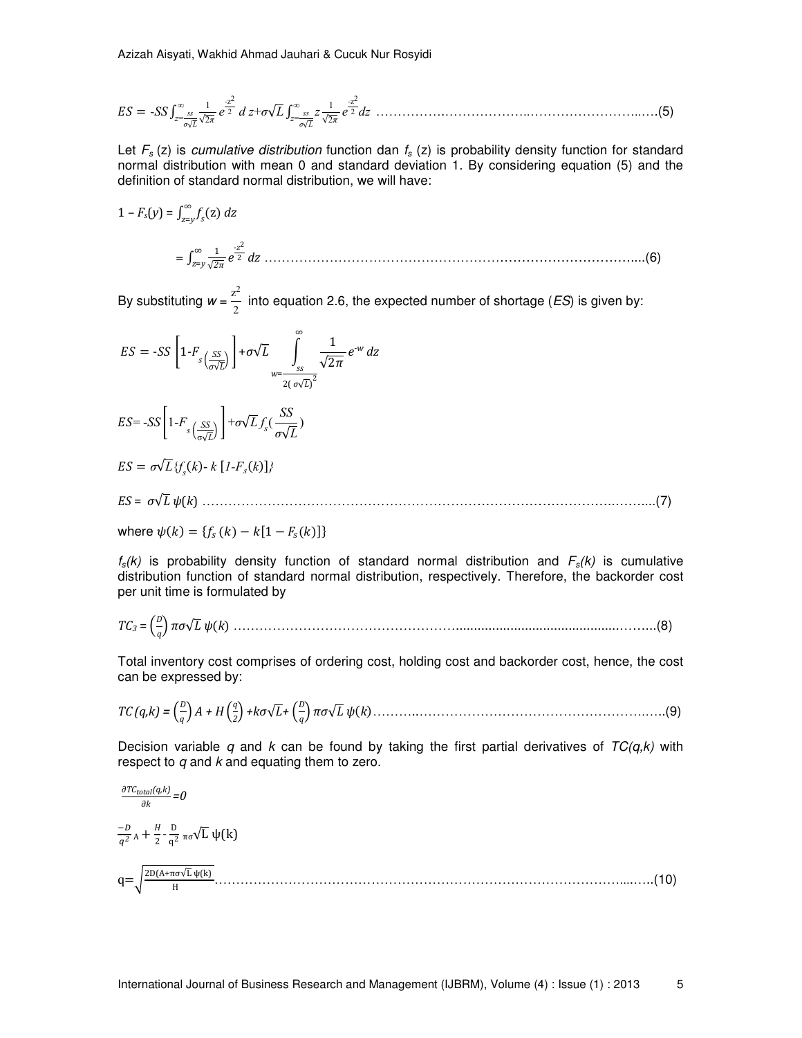$$ES = -SS\int_{z=\frac{ss}{\sigma\sqrt{L}}}^{\infty}\frac{1}{\sqrt{2\pi}}e^{\frac{-z^2}{2}}\,dz+\sigma\sqrt{L}\int_{z=\frac{ss}{\sigma\sqrt{L}}}^{\infty}z\frac{1}{\sqrt{2\pi}}e^{\frac{-z^2}{2}}dz \quad \text{.....(5)}$$

Let $F_s$ (z) is *cumulative distribution* function dan $f_s$ (z) is probability density function for standard normal distribution with mean 0 and standard deviation 1. By considering equation (5) and the definition of standard normal distribution, we will have:

$$1 - F_s(y) = \int_{z=y}^{\infty}f_s(\mathrm{z})\,dz$$

$$= \int_{z=y}^{\infty}\frac{1}{\sqrt{2\pi}}e^{\frac{-z^2}{2}}\,dz \quad \text{.....(6)}$$

By substituting $w = \frac{z^2}{2}$ into equation 2.6, the expected number of shortage (*ES*) is given by:

$$ES = -SS\left[1\text{-}F_{s\left(\frac{SS}{\sigma\sqrt{L}}\right)}\right]+\sigma\sqrt{L}\int_{w=\frac{ss}{2(\sigma\sqrt{L})^2}}^{\infty}\frac{1}{\sqrt{2\pi}}e^{-w}\,dz$$

$$ES= -SS\left[1\text{-}F_{s\left(\frac{SS}{\sigma\sqrt{L}}\right)}\right]+\sigma\sqrt{L}\,f_s\left(\frac{SS}{\sigma\sqrt{L}}\right)$$

$$ES = \sigma\sqrt{L}\{f_s(k)\text{- } k\,[1\text{-}F_s(k)]\}$$

$$ES = \sigma\sqrt{L}\,\psi(k) \quad \text{.....(7)}$$

where $\psi(k) = \{f_s\,(k) - k[1 - F_s(k)]\}$

$f_s(k)$ is probability density function of standard normal distribution and $F_s(k)$ is cumulative distribution function of standard normal distribution, respectively. Therefore, the backorder cost per unit time is formulated by

$$TC_3 = \left(\frac{D}{q}\right)\pi\sigma\sqrt{L}\,\psi(k) \quad \text{.....(8)}$$

Total inventory cost comprises of ordering cost, holding cost and backorder cost, hence, the cost can be expressed by:

$$TC\,(q,k) = \left(\frac{D}{q}\right)A + H\left(\frac{q}{2}\right) + k\sigma\sqrt{L}+\left(\frac{D}{q}\right)\pi\sigma\sqrt{L}\,\psi(k) \quad \text{.....(9)}$$

Decision variable *q* and *k* can be found by taking the first partial derivatives of *TC(q,k)* with respect to *q* and *k* and equating them to zero.

$$\frac{\partial TC_{total}(q,k)}{\partial k}=0$$

$$\frac{-D}{q^2}A+\frac{H}{2}-\frac{D}{q^2}\pi\sigma\sqrt{L}\,\psi(k)$$

$$q=\sqrt{\frac{2D(A+\pi\sigma\sqrt{L}\,\psi(k))}{H}} \quad \text{.....(10)}$$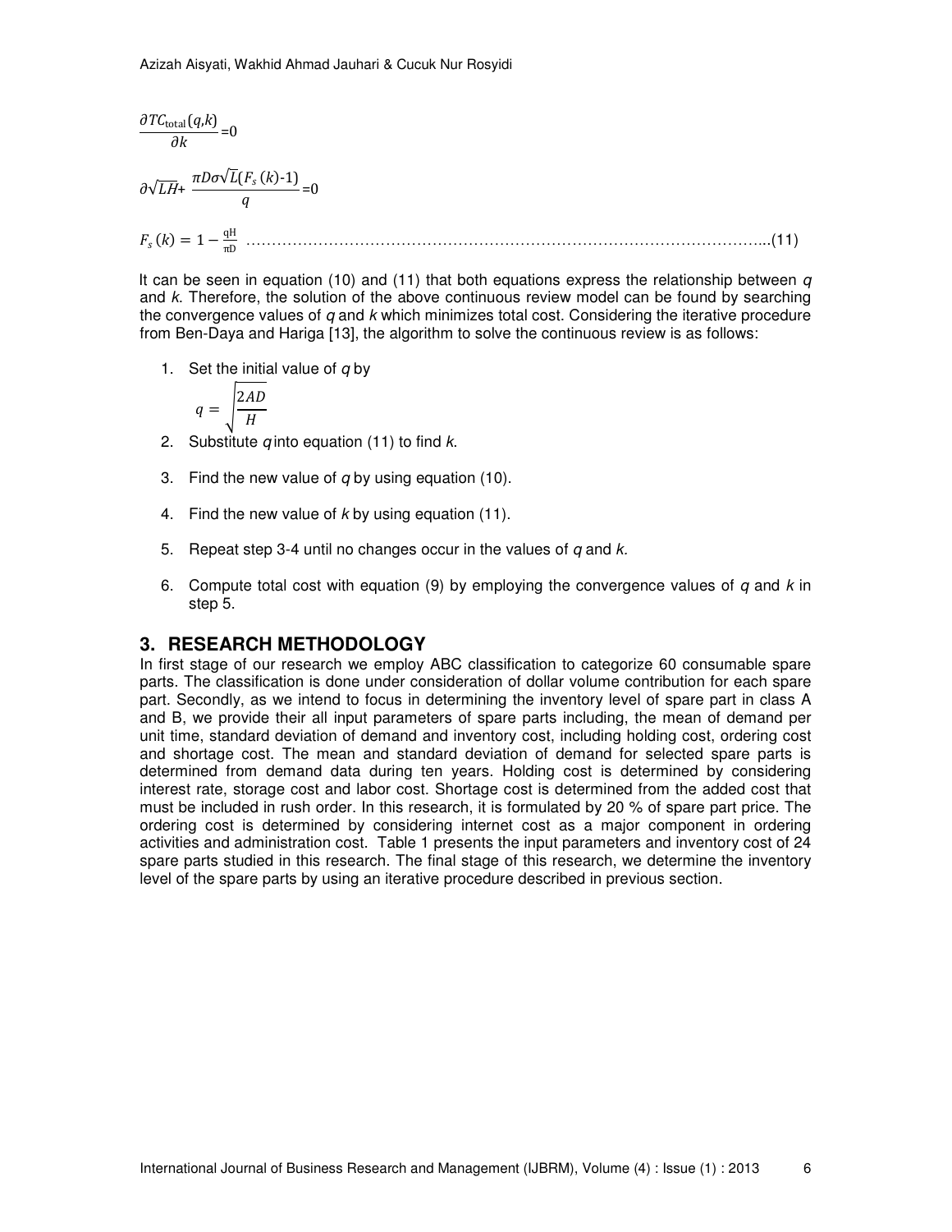$$\frac{\partial TC_{\text{total}}(q,k)}{\partial k}=0$$

$$\partial\sqrt{LH}+\frac{\pi D\sigma\sqrt{L}(F_s(k)\text{-}1)}{q}=0$$

$$F_s(k)=1-\frac{\text{qH}}{\pi\text{D}} \quad \text{....(11)}$$

It can be seen in equation (10) and (11) that both equations express the relationship between *q* and *k*. Therefore, the solution of the above continuous review model can be found by searching the convergence values of *q* and *k* which minimizes total cost. Considering the iterative procedure from Ben-Daya and Hariga [13], the algorithm to solve the continuous review is as follows:

1. Set the initial value of *q* by
   $$q=\sqrt{\frac{2AD}{H}}$$
2. Substitute *q* into equation (11) to find *k*.
3. Find the new value of *q* by using equation (10).
4. Find the new value of *k* by using equation (11).
5. Repeat step 3-4 until no changes occur in the values of *q* and *k*.
6. Compute total cost with equation (9) by employing the convergence values of *q* and *k* in step 5.

## 3. RESEARCH METHODOLOGY

In first stage of our research we employ ABC classification to categorize 60 consumable spare parts. The classification is done under consideration of dollar volume contribution for each spare part. Secondly, as we intend to focus in determining the inventory level of spare part in class A and B, we provide their all input parameters of spare parts including, the mean of demand per unit time, standard deviation of demand and inventory cost, including holding cost, ordering cost and shortage cost. The mean and standard deviation of demand for selected spare parts is determined from demand data during ten years. Holding cost is determined by considering interest rate, storage cost and labor cost. Shortage cost is determined from the added cost that must be included in rush order. In this research, it is formulated by 20 % of spare part price. The ordering cost is determined by considering internet cost as a major component in ordering activities and administration cost. Table 1 presents the input parameters and inventory cost of 24 spare parts studied in this research. The final stage of this research, we determine the inventory level of the spare parts by using an iterative procedure described in previous section.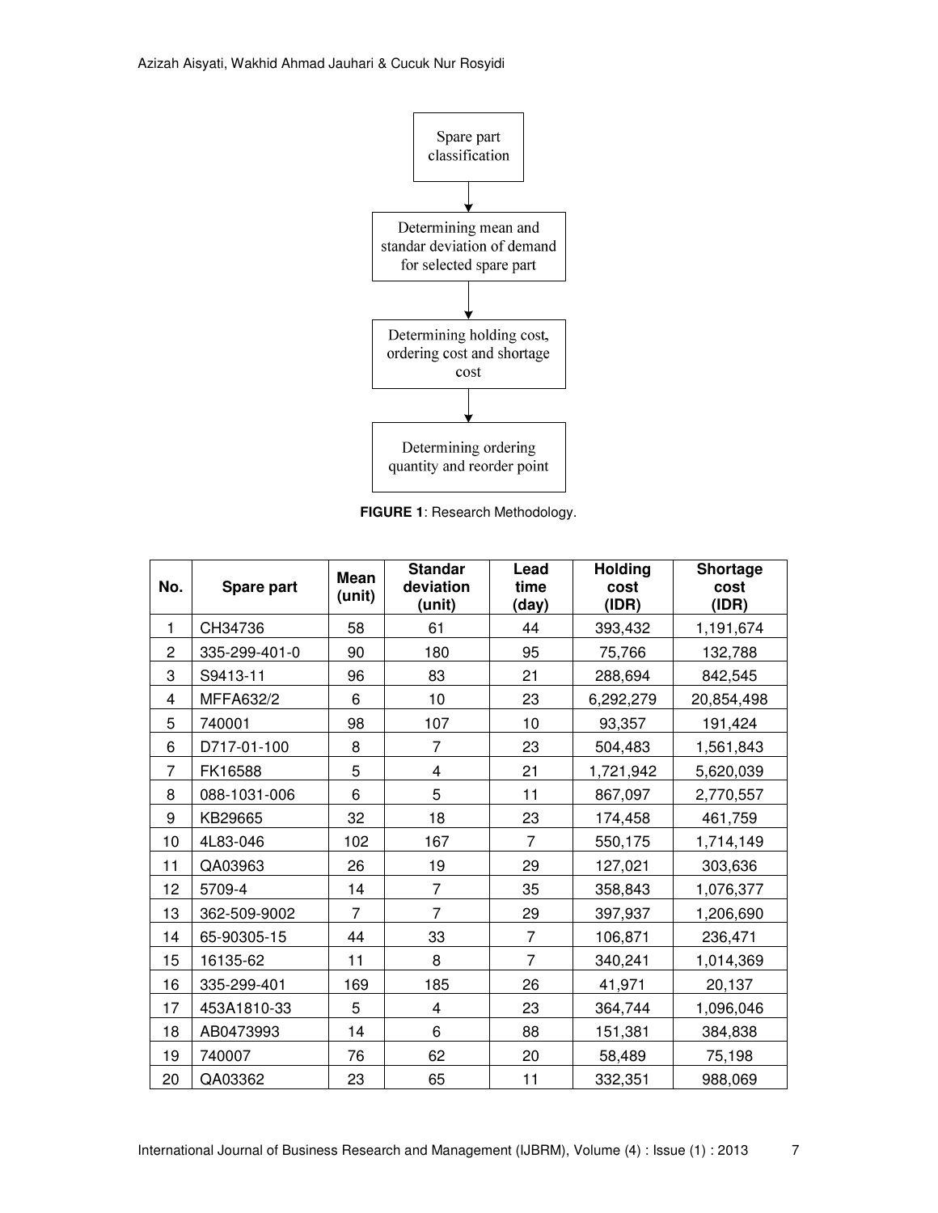Spare part classification

↓

Determining mean and standar deviation of demand for selected spare part

↓

Determining holding cost, ordering cost and shortage cost

↓

Determining ordering quantity and reorder point

**FIGURE 1**: Research Methodology.

| No. | Spare part | Mean (unit) | Standar deviation (unit) | Lead time (day) | Holding cost (IDR) | Shortage cost (IDR) |
|---|---|---|---|---|---|---|
| 1 | CH34736 | 58 | 61 | 44 | 393,432 | 1,191,674 |
| 2 | 335-299-401-0 | 90 | 180 | 95 | 75,766 | 132,788 |
| 3 | S9413-11 | 96 | 83 | 21 | 288,694 | 842,545 |
| 4 | MFFA632/2 | 6 | 10 | 23 | 6,292,279 | 20,854,498 |
| 5 | 740001 | 98 | 107 | 10 | 93,357 | 191,424 |
| 6 | D717-01-100 | 8 | 7 | 23 | 504,483 | 1,561,843 |
| 7 | FK16588 | 5 | 4 | 21 | 1,721,942 | 5,620,039 |
| 8 | 088-1031-006 | 6 | 5 | 11 | 867,097 | 2,770,557 |
| 9 | KB29665 | 32 | 18 | 23 | 174,458 | 461,759 |
| 10 | 4L83-046 | 102 | 167 | 7 | 550,175 | 1,714,149 |
| 11 | QA03963 | 26 | 19 | 29 | 127,021 | 303,636 |
| 12 | 5709-4 | 14 | 7 | 35 | 358,843 | 1,076,377 |
| 13 | 362-509-9002 | 7 | 7 | 29 | 397,937 | 1,206,690 |
| 14 | 65-90305-15 | 44 | 33 | 7 | 106,871 | 236,471 |
| 15 | 16135-62 | 11 | 8 | 7 | 340,241 | 1,014,369 |
| 16 | 335-299-401 | 169 | 185 | 26 | 41,971 | 20,137 |
| 17 | 453A1810-33 | 5 | 4 | 23 | 364,744 | 1,096,046 |
| 18 | AB0473993 | 14 | 6 | 88 | 151,381 | 384,838 |
| 19 | 740007 | 76 | 62 | 20 | 58,489 | 75,198 |
| 20 | QA03362 | 23 | 65 | 11 | 332,351 | 988,069 |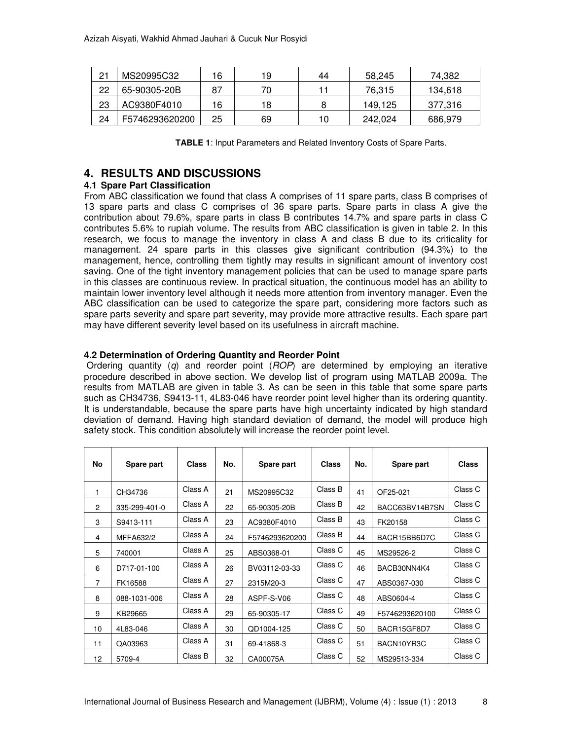| 21 | MS20995C32 | 16 | 19 | 44 | 58,245 | 74,382 |
|---|---|---|---|---|---|---|
| 22 | 65-90305-20B | 87 | 70 | 11 | 76,315 | 134,618 |
| 23 | AC9380F4010 | 16 | 18 | 8 | 149,125 | 377,316 |
| 24 | F5746293620200 | 25 | 69 | 10 | 242,024 | 686,979 |

**TABLE 1**: Input Parameters and Related Inventory Costs of Spare Parts.

## 4. RESULTS AND DISCUSSIONS

### 4.1 Spare Part Classification

From ABC classification we found that class A comprises of 11 spare parts, class B comprises of 13 spare parts and class C comprises of 36 spare parts. Spare parts in class A give the contribution about 79.6%, spare parts in class B contributes 14.7% and spare parts in class C contributes 5.6% to rupiah volume. The results from ABC classification is given in table 2. In this research, we focus to manage the inventory in class A and class B due to its criticality for management. 24 spare parts in this classes give significant contribution (94.3%) to the management, hence, controlling them tightly may results in significant amount of inventory cost saving. One of the tight inventory management policies that can be used to manage spare parts in this classes are continuous review. In practical situation, the continuous model has an ability to maintain lower inventory level although it needs more attention from inventory manager. Even the ABC classification can be used to categorize the spare part, considering more factors such as spare parts severity and spare part severity, may provide more attractive results. Each spare part may have different severity level based on its usefulness in aircraft machine.

### 4.2 Determination of Ordering Quantity and Reorder Point

Ordering quantity ($q$) and reorder point ($ROP$) are determined by employing an iterative procedure described in above section. We develop list of program using MATLAB 2009a. The results from MATLAB are given in table 3. As can be seen in this table that some spare parts such as CH34736, S9413-11, 4L83-046 have reorder point level higher than its ordering quantity. It is understandable, because the spare parts have high uncertainty indicated by high standard deviation of demand. Having high standard deviation of demand, the model will produce high safety stock. This condition absolutely will increase the reorder point level.

| No | Spare part | Class | No. | Spare part | Class | No. | Spare part | Class |
|---|---|---|---|---|---|---|---|---|
| 1 | CH34736 | Class A | 21 | MS20995C32 | Class B | 41 | OF25-021 | Class C |
| 2 | 335-299-401-0 | Class A | 22 | 65-90305-20B | Class B | 42 | BACC63BV14B7SN | Class C |
| 3 | S9413-111 | Class A | 23 | AC9380F4010 | Class B | 43 | FK20158 | Class C |
| 4 | MFFA632/2 | Class A | 24 | F5746293620200 | Class B | 44 | BACR15BB6D7C | Class C |
| 5 | 740001 | Class A | 25 | ABS0368-01 | Class C | 45 | MS29526-2 | Class C |
| 6 | D717-01-100 | Class A | 26 | BV03112-03-33 | Class C | 46 | BACB30NN4K4 | Class C |
| 7 | FK16588 | Class A | 27 | 2315M20-3 | Class C | 47 | ABS0367-030 | Class C |
| 8 | 088-1031-006 | Class A | 28 | ASPF-S-V06 | Class C | 48 | ABS0604-4 | Class C |
| 9 | KB29665 | Class A | 29 | 65-90305-17 | Class C | 49 | F5746293620100 | Class C |
| 10 | 4L83-046 | Class A | 30 | QD1004-125 | Class C | 50 | BACR15GF8D7 | Class C |
| 11 | QA03963 | Class A | 31 | 69-41868-3 | Class C | 51 | BACN10YR3C | Class C |
| 12 | 5709-4 | Class B | 32 | CA00075A | Class C | 52 | MS29513-334 | Class C |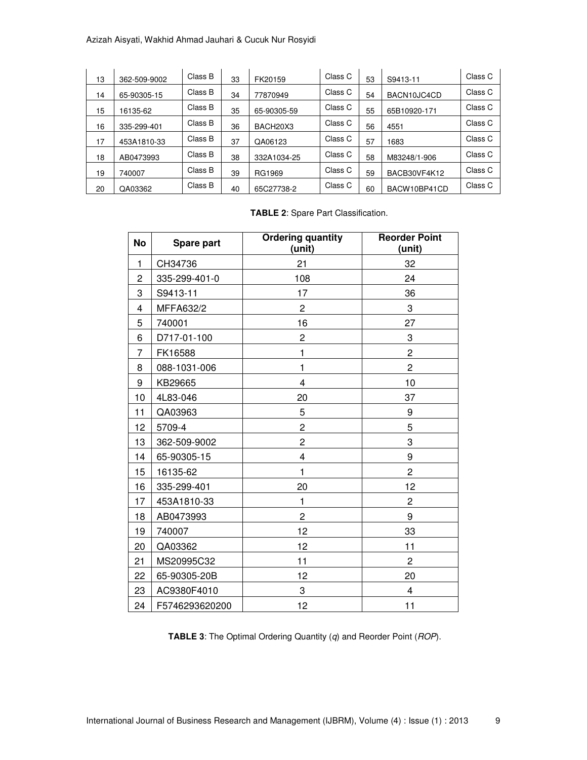| 13 | 362-509-9002 | Class B | 33 | FK20159 | Class C | 53 | S9413-11 | Class C |
|---|---|---|---|---|---|---|---|---|
| 14 | 65-90305-15 | Class B | 34 | 77870949 | Class C | 54 | BACN10JC4CD | Class C |
| 15 | 16135-62 | Class B | 35 | 65-90305-59 | Class C | 55 | 65B10920-171 | Class C |
| 16 | 335-299-401 | Class B | 36 | BACH20X3 | Class C | 56 | 4551 | Class C |
| 17 | 453A1810-33 | Class B | 37 | QA06123 | Class C | 57 | 1683 | Class C |
| 18 | AB0473993 | Class B | 38 | 332A1034-25 | Class C | 58 | M83248/1-906 | Class C |
| 19 | 740007 | Class B | 39 | RG1969 | Class C | 59 | BACB30VF4K12 | Class C |
| 20 | QA03362 | Class B | 40 | 65C27738-2 | Class C | 60 | BACW10BP41CD | Class C |

**TABLE 2**: Spare Part Classification.

| No | Spare part | Ordering quantity (unit) | Reorder Point (unit) |
|---|---|---|---|
| 1 | CH34736 | 21 | 32 |
| 2 | 335-299-401-0 | 108 | 24 |
| 3 | S9413-11 | 17 | 36 |
| 4 | MFFA632/2 | 2 | 3 |
| 5 | 740001 | 16 | 27 |
| 6 | D717-01-100 | 2 | 3 |
| 7 | FK16588 | 1 | 2 |
| 8 | 088-1031-006 | 1 | 2 |
| 9 | KB29665 | 4 | 10 |
| 10 | 4L83-046 | 20 | 37 |
| 11 | QA03963 | 5 | 9 |
| 12 | 5709-4 | 2 | 5 |
| 13 | 362-509-9002 | 2 | 3 |
| 14 | 65-90305-15 | 4 | 9 |
| 15 | 16135-62 | 1 | 2 |
| 16 | 335-299-401 | 20 | 12 |
| 17 | 453A1810-33 | 1 | 2 |
| 18 | AB0473993 | 2 | 9 |
| 19 | 740007 | 12 | 33 |
| 20 | QA03362 | 12 | 11 |
| 21 | MS20995C32 | 11 | 2 |
| 22 | 65-90305-20B | 12 | 20 |
| 23 | AC9380F4010 | 3 | 4 |
| 24 | F5746293620200 | 12 | 11 |

**TABLE 3**: The Optimal Ordering Quantity ($q$) and Reorder Point (*ROP*).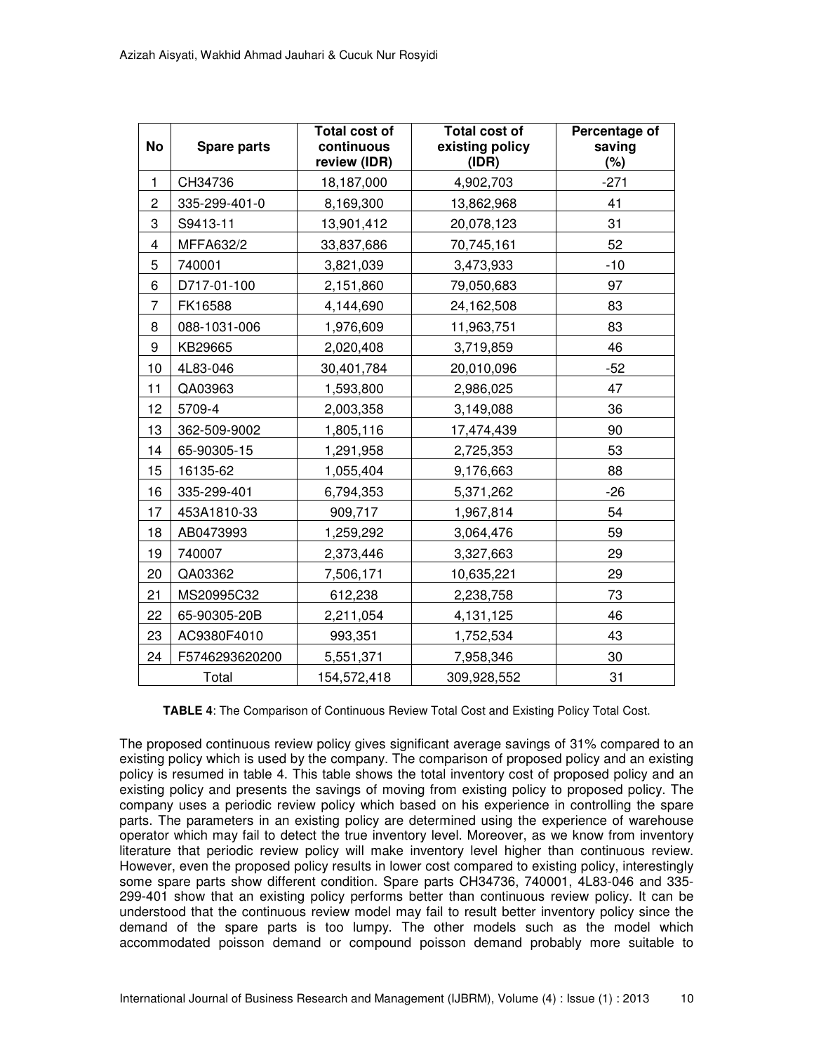| No | Spare parts | Total cost of continuous review (IDR) | Total cost of existing policy (IDR) | Percentage of saving (%) |
|---|---|---|---|---|
| 1 | CH34736 | 18,187,000 | 4,902,703 | -271 |
| 2 | 335-299-401-0 | 8,169,300 | 13,862,968 | 41 |
| 3 | S9413-11 | 13,901,412 | 20,078,123 | 31 |
| 4 | MFFA632/2 | 33,837,686 | 70,745,161 | 52 |
| 5 | 740001 | 3,821,039 | 3,473,933 | -10 |
| 6 | D717-01-100 | 2,151,860 | 79,050,683 | 97 |
| 7 | FK16588 | 4,144,690 | 24,162,508 | 83 |
| 8 | 088-1031-006 | 1,976,609 | 11,963,751 | 83 |
| 9 | KB29665 | 2,020,408 | 3,719,859 | 46 |
| 10 | 4L83-046 | 30,401,784 | 20,010,096 | -52 |
| 11 | QA03963 | 1,593,800 | 2,986,025 | 47 |
| 12 | 5709-4 | 2,003,358 | 3,149,088 | 36 |
| 13 | 362-509-9002 | 1,805,116 | 17,474,439 | 90 |
| 14 | 65-90305-15 | 1,291,958 | 2,725,353 | 53 |
| 15 | 16135-62 | 1,055,404 | 9,176,663 | 88 |
| 16 | 335-299-401 | 6,794,353 | 5,371,262 | -26 |
| 17 | 453A1810-33 | 909,717 | 1,967,814 | 54 |
| 18 | AB0473993 | 1,259,292 | 3,064,476 | 59 |
| 19 | 740007 | 2,373,446 | 3,327,663 | 29 |
| 20 | QA03362 | 7,506,171 | 10,635,221 | 29 |
| 21 | MS20995C32 | 612,238 | 2,238,758 | 73 |
| 22 | 65-90305-20B | 2,211,054 | 4,131,125 | 46 |
| 23 | AC9380F4010 | 993,351 | 1,752,534 | 43 |
| 24 | F5746293620200 | 5,551,371 | 7,958,346 | 30 |
| Total | | 154,572,418 | 309,928,552 | 31 |

**TABLE 4**: The Comparison of Continuous Review Total Cost and Existing Policy Total Cost.

The proposed continuous review policy gives significant average savings of 31% compared to an existing policy which is used by the company. The comparison of proposed policy and an existing policy is resumed in table 4. This table shows the total inventory cost of proposed policy and an existing policy and presents the savings of moving from existing policy to proposed policy. The company uses a periodic review policy which based on his experience in controlling the spare parts. The parameters in an existing policy are determined using the experience of warehouse operator which may fail to detect the true inventory level. Moreover, as we know from inventory literature that periodic review policy will make inventory level higher than continuous review. However, even the proposed policy results in lower cost compared to existing policy, interestingly some spare parts show different condition. Spare parts CH34736, 740001, 4L83-046 and 335-299-401 show that an existing policy performs better than continuous review policy. It can be understood that the continuous review model may fail to result better inventory policy since the demand of the spare parts is too lumpy. The other models such as the model which accommodated poisson demand or compound poisson demand probably more suitable to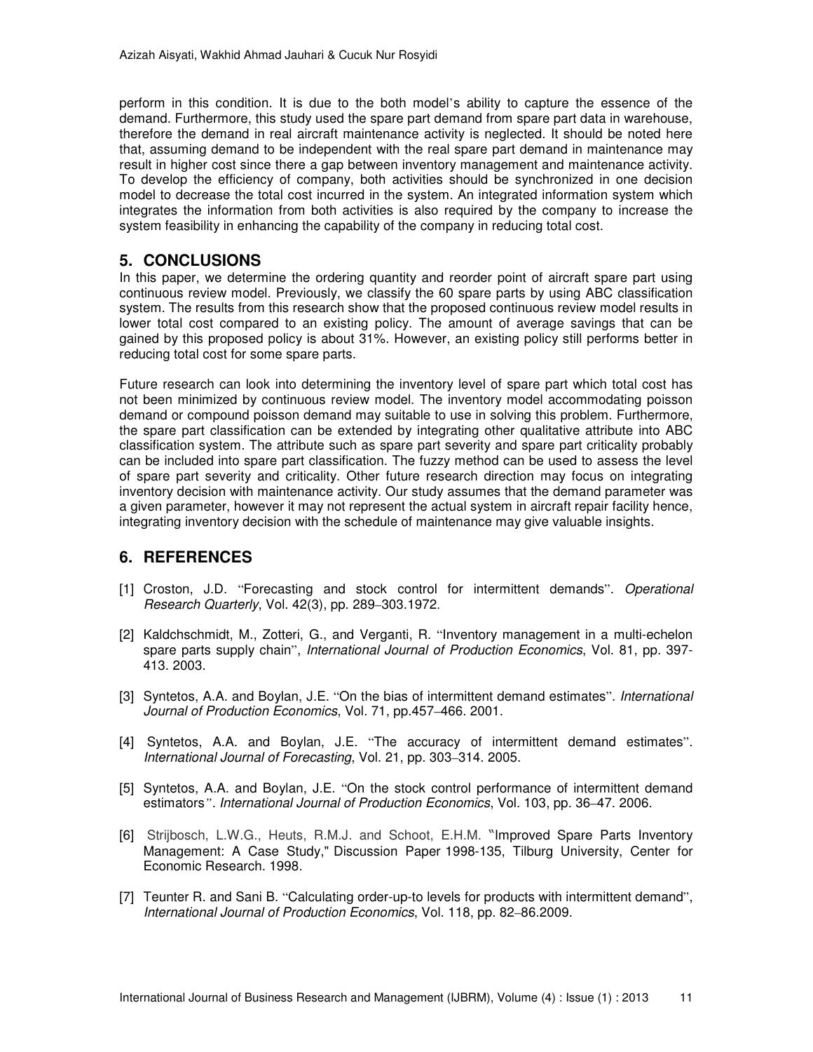perform in this condition. It is due to the both model's ability to capture the essence of the demand. Furthermore, this study used the spare part demand from spare part data in warehouse, therefore the demand in real aircraft maintenance activity is neglected. It should be noted here that, assuming demand to be independent with the real spare part demand in maintenance may result in higher cost since there a gap between inventory management and maintenance activity. To develop the efficiency of company, both activities should be synchronized in one decision model to decrease the total cost incurred in the system. An integrated information system which integrates the information from both activities is also required by the company to increase the system feasibility in enhancing the capability of the company in reducing total cost.

## 5. CONCLUSIONS

In this paper, we determine the ordering quantity and reorder point of aircraft spare part using continuous review model. Previously, we classify the 60 spare parts by using ABC classification system. The results from this research show that the proposed continuous review model results in lower total cost compared to an existing policy. The amount of average savings that can be gained by this proposed policy is about 31%. However, an existing policy still performs better in reducing total cost for some spare parts.

Future research can look into determining the inventory level of spare part which total cost has not been minimized by continuous review model. The inventory model accommodating poisson demand or compound poisson demand may suitable to use in solving this problem. Furthermore, the spare part classification can be extended by integrating other qualitative attribute into ABC classification system. The attribute such as spare part severity and spare part criticality probably can be included into spare part classification. The fuzzy method can be used to assess the level of spare part severity and criticality. Other future research direction may focus on integrating inventory decision with maintenance activity. Our study assumes that the demand parameter was a given parameter, however it may not represent the actual system in aircraft repair facility hence, integrating inventory decision with the schedule of maintenance may give valuable insights.

## 6. REFERENCES

[1] Croston, J.D. "Forecasting and stock control for intermittent demands". *Operational Research Quarterly*, Vol. 42(3), pp. 289–303.1972.

[2] Kaldchschmidt, M., Zotteri, G., and Verganti, R. "Inventory management in a multi-echelon spare parts supply chain", *International Journal of Production Economics*, Vol. 81, pp. 397-413. 2003.

[3] Syntetos, A.A. and Boylan, J.E. "On the bias of intermittent demand estimates". *International Journal of Production Economics*, Vol. 71, pp.457–466. 2001.

[4] Syntetos, A.A. and Boylan, J.E. "The accuracy of intermittent demand estimates". *International Journal of Forecasting*, Vol. 21, pp. 303–314. 2005.

[5] Syntetos, A.A. and Boylan, J.E. "On the stock control performance of intermittent demand estimators". *International Journal of Production Economics*, Vol. 103, pp. 36–47. 2006.

[6] Strijbosch, L.W.G., Heuts, R.M.J. and Schoot, E.H.M. "Improved Spare Parts Inventory Management: A Case Study," Discussion Paper 1998-135, Tilburg University, Center for Economic Research. 1998.

[7] Teunter R. and Sani B. "Calculating order-up-to levels for products with intermittent demand", *International Journal of Production Economics*, Vol. 118, pp. 82–86.2009.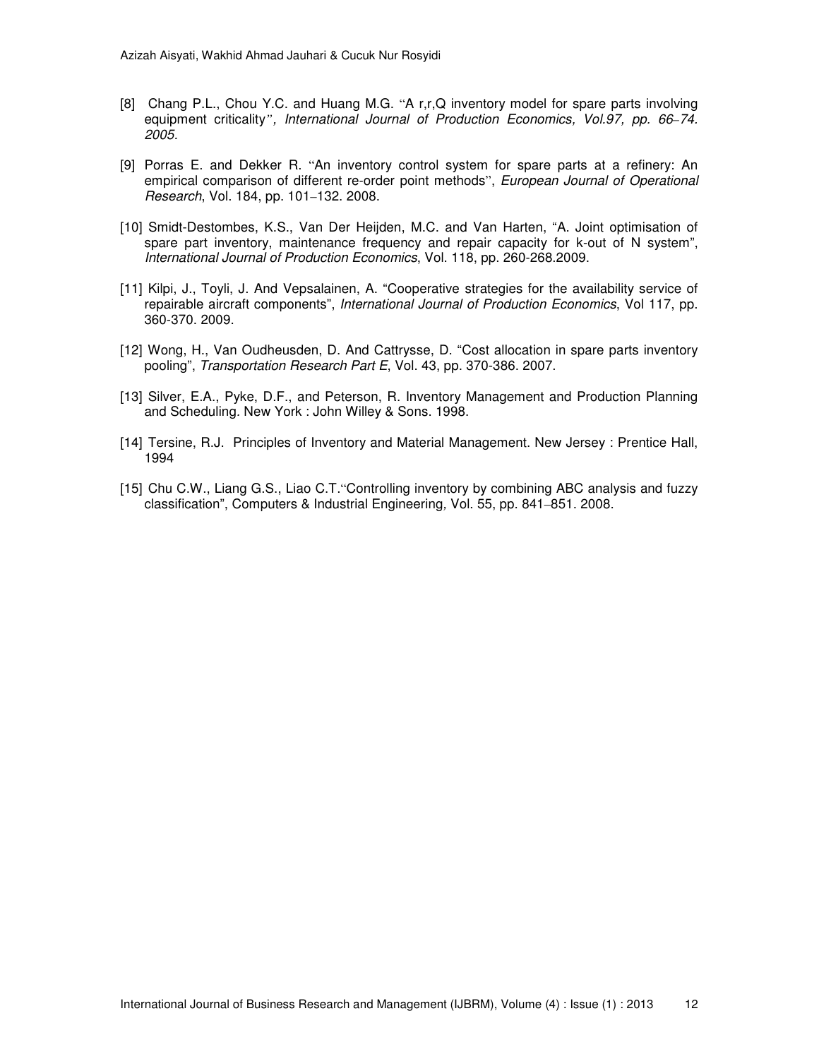[8] Chang P.L., Chou Y.C. and Huang M.G. "A r,r,Q inventory model for spare parts involving equipment criticality", *International Journal of Production Economics, Vol.97, pp. 66–74. 2005*.

[9] Porras E. and Dekker R. "An inventory control system for spare parts at a refinery: An empirical comparison of different re-order point methods", *European Journal of Operational Research*, Vol. 184, pp. 101–132. 2008.

[10] Smidt-Destombes, K.S., Van Der Heijden, M.C. and Van Harten, "A. Joint optimisation of spare part inventory, maintenance frequency and repair capacity for k-out of N system", *International Journal of Production Economics*, Vol. 118, pp. 260-268.2009.

[11] Kilpi, J., Toyli, J. And Vepsalainen, A. "Cooperative strategies for the availability service of repairable aircraft components", *International Journal of Production Economics*, Vol 117, pp. 360-370. 2009.

[12] Wong, H., Van Oudheusden, D. And Cattrysse, D. "Cost allocation in spare parts inventory pooling", *Transportation Research Part E*, Vol. 43, pp. 370-386. 2007.

[13] Silver, E.A., Pyke, D.F., and Peterson, R. Inventory Management and Production Planning and Scheduling. New York : John Willey & Sons. 1998.

[14] Tersine, R.J. Principles of Inventory and Material Management. New Jersey : Prentice Hall, 1994

[15] Chu C.W., Liang G.S., Liao C.T."Controlling inventory by combining ABC analysis and fuzzy classification", Computers & Industrial Engineering, Vol. 55, pp. 841–851. 2008.